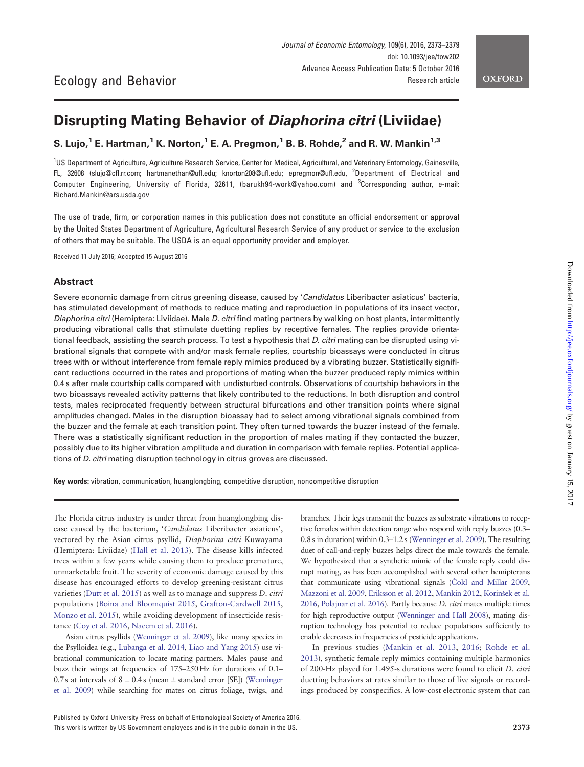Ecology and Behavior

# Disrupting Mating Behavior of *Diaphorina citri* (Liviidae)

**S. Lujo,[1] E. Hartman,[1] K. Norton,[1] E. A. Pregmon,[1] B. B. Rohde,[2] and R. W. Mankin[1,3]**

[1]US Department of Agriculture, Agriculture Research Service, Center for Medical, Agricultural, and Veterinary Entomology, Gainesville, FL, 32608 (slujo@cfl.rr.com; hartmanethan@ufl.edu; knorton208@ufl.edu; epregmon@ufl.edu, [2]Department of Electrical and Computer Engineering, University of Florida, 32611, (barukh94-work@yahoo.com) and [3]Corresponding author, e-mail: Richard.Mankin@ars.usda.gov

The use of trade, firm, or corporation names in this publication does not constitute an official endorsement or approval by the United States Department of Agriculture, Agricultural Research Service of any product or service to the exclusion of others that may be suitable. The USDA is an equal opportunity provider and employer.

Received 11 July 2016; Accepted 15 August 2016

## Abstract

Severe economic damage from citrus greening disease, caused by '*Candidatus* Liberibacter asiaticus' bacteria, has stimulated development of methods to reduce mating and reproduction in populations of its insect vector, *Diaphorina citri* (Hemiptera: Liviidae). Male *D. citri* find mating partners by walking on host plants, intermittently producing vibrational calls that stimulate duetting replies by receptive females. The replies provide orientational feedback, assisting the search process. To test a hypothesis that *D. citri* mating can be disrupted using vibrational signals that compete with and/or mask female replies, courtship bioassays were conducted in citrus trees with or without interference from female reply mimics produced by a vibrating buzzer. Statistically significant reductions occurred in the rates and proportions of mating when the buzzer produced reply mimics within 0.4 s after male courtship calls compared with undisturbed controls. Observations of courtship behaviors in the two bioassays revealed activity patterns that likely contributed to the reductions. In both disruption and control tests, males reciprocated frequently between structural bifurcations and other transition points where signal amplitudes changed. Males in the disruption bioassay had to select among vibrational signals combined from the buzzer and the female at each transition point. They often turned towards the buzzer instead of the female. There was a statistically significant reduction in the proportion of males mating if they contacted the buzzer, possibly due to its higher vibration amplitude and duration in comparison with female replies. Potential applications of *D. citri* mating disruption technology in citrus groves are discussed.

**Key words:** vibration, communication, huanglongbing, competitive disruption, noncompetitive disruption

The Florida citrus industry is under threat from huanglongbing disease caused by the bacterium, '*Candidatus* Liberibacter asiaticus', vectored by the Asian citrus psyllid, *Diaphorina citri* Kuwayama (Hemiptera: Liviidae) (Hall et al. 2013). The disease kills infected trees within a few years while causing them to produce premature, unmarketable fruit. The severity of economic damage caused by this disease has encouraged efforts to develop greening-resistant citrus varieties (Dutt et al. 2015) as well as to manage and suppress *D. citri* populations (Boina and Bloomquist 2015, Grafton-Cardwell 2015, Monzo et al. 2015), while avoiding development of insecticide resistance (Coy et al. 2016, Naeem et al. 2016).

Asian citrus psyllids (Wenninger et al. 2009), like many species in the Psylloidea (e.g., Lubanga et al. 2014, Liao and Yang 2015) use vibrational communication to locate mating partners. Males pause and buzz their wings at frequencies of 175–250 Hz for durations of 0.1–0.7 s at intervals of 8 ± 0.4 s (mean ± standard error [SE]) (Wenninger et al. 2009) while searching for mates on citrus foliage, twigs, and branches. Their legs transmit the buzzes as substrate vibrations to receptive females within detection range who respond with reply buzzes (0.3–0.8 s in duration) within 0.3–1.2 s (Wenninger et al. 2009). The resulting duet of call-and-reply buzzes helps direct the male towards the female. We hypothesized that a synthetic mimic of the female reply could disrupt mating, as has been accomplished with several other hemipterans that communicate using vibrational signals (Čokl and Millar 2009, Mazzoni et al. 2009, Eriksson et al. 2012, Mankin 2012, Korinšek et al. 2016, Polajnar et al. 2016). Partly because *D. citri* mates multiple times for high reproductive output (Wenninger and Hall 2008), mating disruption technology has potential to reduce populations sufficiently to enable decreases in frequencies of pesticide applications.

In previous studies (Mankin et al. 2013, 2016; Rohde et al. 2013), synthetic female reply mimics containing multiple harmonics of 200-Hz played for 1.495-s durations were found to elicit *D. citri* duetting behaviors at rates similar to those of live signals or recordings produced by conspecifics. A low-cost electronic system that can

Published by Oxford University Press on behalf of Entomological Society of America 2016.
This work is written by US Government employees and is in the public domain in the US.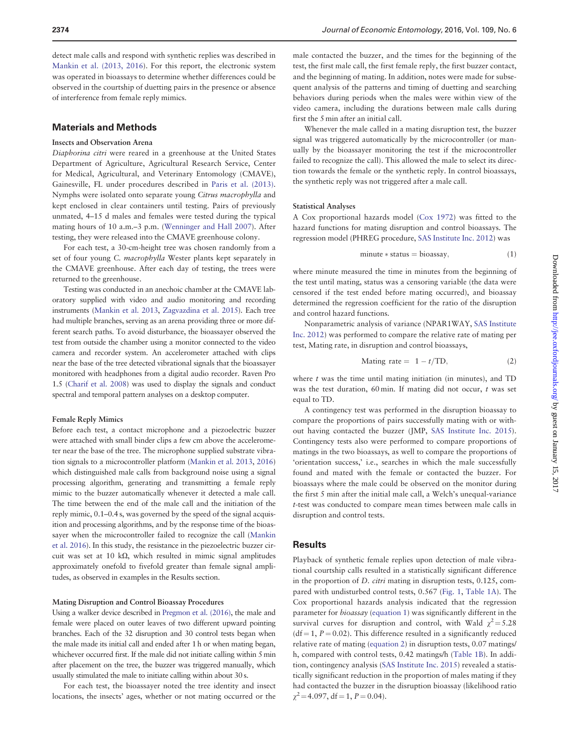detect male calls and respond with synthetic replies was described in Mankin et al. (2013, 2016). For this report, the electronic system was operated in bioassays to determine whether differences could be observed in the courtship of duetting pairs in the presence or absence of interference from female reply mimics.

## Materials and Methods

### Insects and Observation Arena

*Diaphorina citri* were reared in a greenhouse at the United States Department of Agriculture, Agricultural Research Service, Center for Medical, Agricultural, and Veterinary Entomology (CMAVE), Gainesville, FL under procedures described in Paris et al. (2013). Nymphs were isolated onto separate young *Citrus macrophylla* and kept enclosed in clear containers until testing. Pairs of previously unmated, 4–15 d males and females were tested during the typical mating hours of 10 a.m.–3 p.m. (Wenninger and Hall 2007). After testing, they were released into the CMAVE greenhouse colony.

For each test, a 30-cm-height tree was chosen randomly from a set of four young *C. macrophylla* Wester plants kept separately in the CMAVE greenhouse. After each day of testing, the trees were returned to the greenhouse.

Testing was conducted in an anechoic chamber at the CMAVE laboratory supplied with video and audio monitoring and recording instruments (Mankin et al. 2013, Zagvazdina et al. 2015). Each tree had multiple branches, serving as an arena providing three or more different search paths. To avoid disturbance, the bioassayer observed the test from outside the chamber using a monitor connected to the video camera and recorder system. An accelerometer attached with clips near the base of the tree detected vibrational signals that the bioassayer monitored with headphones from a digital audio recorder. Raven Pro 1.5 (Charif et al. 2008) was used to display the signals and conduct spectral and temporal pattern analyses on a desktop computer.

### Female Reply Mimics

Before each test, a contact microphone and a piezoelectric buzzer were attached with small binder clips a few cm above the accelerometer near the base of the tree. The microphone supplied substrate vibration signals to a microcontroller platform (Mankin et al. 2013, 2016) which distinguished male calls from background noise using a signal processing algorithm, generating and transmitting a female reply mimic to the buzzer automatically whenever it detected a male call. The time between the end of the male call and the initiation of the reply mimic, 0.1–0.4 s, was governed by the speed of the signal acquisition and processing algorithms, and by the response time of the bioassayer when the microcontroller failed to recognize the call (Mankin et al. 2016). In this study, the resistance in the piezoelectric buzzer circuit was set at 10 kΩ, which resulted in mimic signal amplitudes approximately onefold to fivefold greater than female signal amplitudes, as observed in examples in the Results section.

### Mating Disruption and Control Bioassay Procedures

Using a walker device described in Pregmon et al. (2016), the male and female were placed on outer leaves of two different upward pointing branches. Each of the 32 disruption and 30 control tests began when the male made its initial call and ended after 1 h or when mating began, whichever occurred first. If the male did not initiate calling within 5 min after placement on the tree, the buzzer was triggered manually, which usually stimulated the male to initiate calling within about 30 s.

For each test, the bioassayer noted the tree identity and insect locations, the insects' ages, whether or not mating occurred or the male contacted the buzzer, and the times for the beginning of the test, the first male call, the first female reply, the first buzzer contact, and the beginning of mating. In addition, notes were made for subsequent analysis of the patterns and timing of duetting and searching behaviors during periods when the males were within view of the video camera, including the durations between male calls during first the 5 min after an initial call.

Whenever the male called in a mating disruption test, the buzzer signal was triggered automatically by the microcontroller (or manually by the bioassayer monitoring the test if the microcontroller failed to recognize the call). This allowed the male to select its direction towards the female or the synthetic reply. In control bioassays, the synthetic reply was not triggered after a male call.

### Statistical Analyses

A Cox proportional hazards model (Cox 1972) was fitted to the hazard functions for mating disruption and control bioassays. The regression model (PHREG procedure, SAS Institute Inc. 2012) was

$$\text{minute} * \text{status} = \text{bioassay}, \tag{1}$$

where minute measured the time in minutes from the beginning of the test until mating, status was a censoring variable (the data were censored if the test ended before mating occurred), and bioassay determined the regression coefficient for the ratio of the disruption and control hazard functions.

Nonparametric analysis of variance (NPAR1WAY, SAS Institute Inc. 2012) was performed to compare the relative rate of mating per test, Mating rate, in disruption and control bioassays,

$$\text{Mating rate} = 1 - t/\text{TD}, \tag{2}$$

where $t$ was the time until mating initiation (in minutes), and TD was the test duration, 60 min. If mating did not occur, $t$ was set equal to TD.

A contingency test was performed in the disruption bioassay to compare the proportions of pairs successfully mating with or without having contacted the buzzer (JMP, SAS Institute Inc. 2015). Contingency tests also were performed to compare proportions of matings in the two bioassays, as well to compare the proportions of 'orientation success,' i.e., searches in which the male successfully found and mated with the female or contacted the buzzer. For bioassays where the male could be observed on the monitor during the first 5 min after the initial male call, a Welch's unequal-variance $t$-test was conducted to compare mean times between male calls in disruption and control tests.

## Results

Playback of synthetic female replies upon detection of male vibrational courtship calls resulted in a statistically significant difference in the proportion of *D. citri* mating in disruption tests, 0.125, compared with undisturbed control tests, 0.567 (Fig. 1, Table 1A). The Cox proportional hazards analysis indicated that the regression parameter for *bioassay* (equation 1) was significantly different in the survival curves for disruption and control, with Wald $\chi^2 = 5.28$ (df = 1, $P = 0.02$). This difference resulted in a significantly reduced relative rate of mating (equation 2) in disruption tests, 0.07 matings/h, compared with control tests, 0.42 matings/h (Table 1B). In addition, contingency analysis (SAS Institute Inc. 2015) revealed a statistically significant reduction in the proportion of males mating if they had contacted the buzzer in the disruption bioassay (likelihood ratio $\chi^2 = 4.097$, df = 1, $P = 0.04$).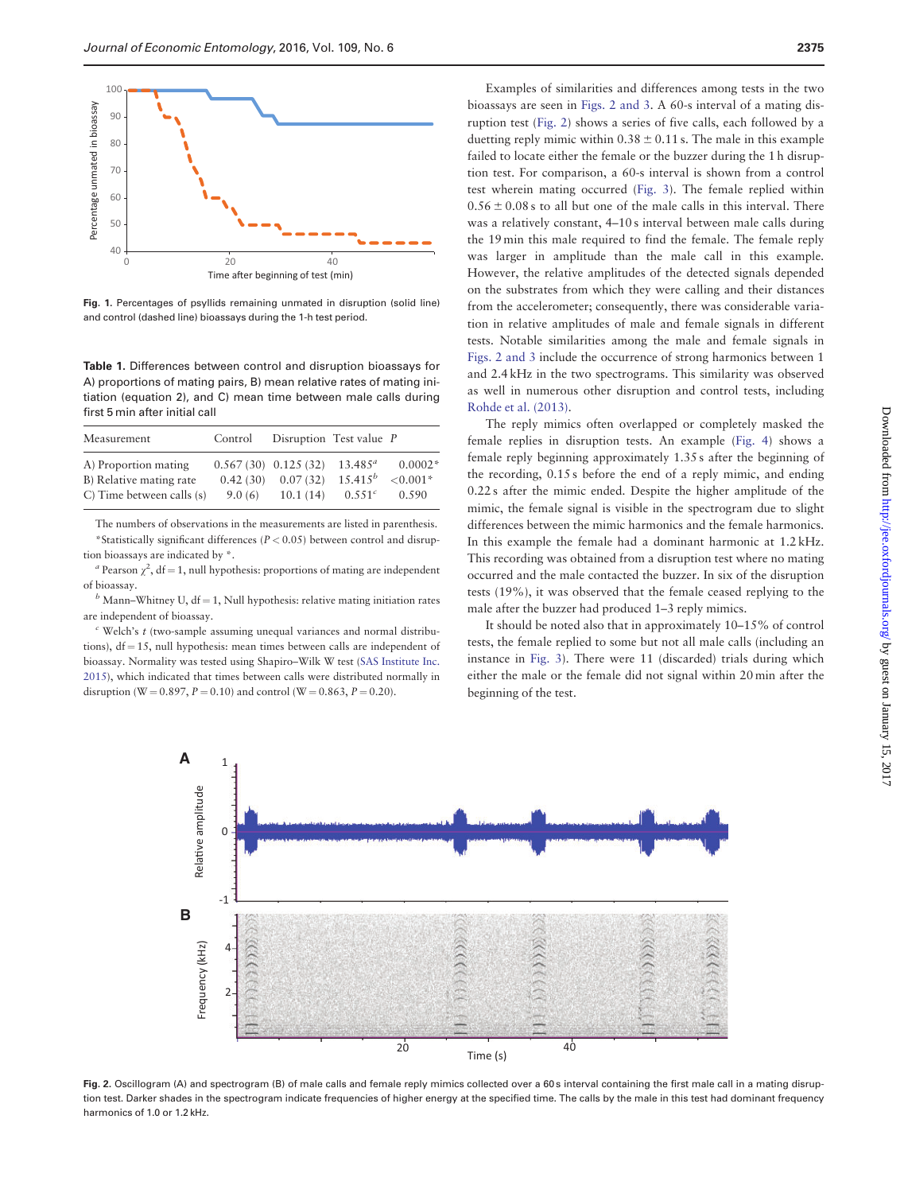Fig. 1. Percentages of psyllids remaining unmated in disruption (solid line) and control (dashed line) bioassays during the 1-h test period.

**Table 1.** Differences between control and disruption bioassays for A) proportions of mating pairs, B) mean relative rates of mating initiation (equation 2), and C) mean time between male calls during first 5 min after initial call

| Measurement | Control | Disruption | Test value | P |
|---|---|---|---|---|
| A) Proportion mating | 0.567 (30) | 0.125 (32) | 13.485[a] | 0.0002* |
| B) Relative mating rate | 0.42 (30) | 0.07 (32) | 15.415[b] | <0.001* |
| C) Time between calls (s) | 9.0 (6) | 10.1 (14) | 0.551[c] | 0.590 |

The numbers of observations in the measurements are listed in parenthesis.

*Statistically significant differences ($P < 0.05$) between control and disruption bioassays are indicated by *.

[a] Pearson $\chi^2$, df = 1, null hypothesis: proportions of mating are independent of bioassay.

[b] Mann–Whitney U, df = 1, Null hypothesis: relative mating initiation rates are independent of bioassay.

[c] Welch's t (two-sample assuming unequal variances and normal distributions), df = 15, null hypothesis: mean times between calls are independent of bioassay. Normality was tested using Shapiro–Wilk W test (SAS Institute Inc. 2015), which indicated that times between calls were distributed normally in disruption (W = 0.897, $P = 0.10$) and control (W = 0.863, $P = 0.20$).

Examples of similarities and differences among tests in the two bioassays are seen in Figs. 2 and 3. A 60-s interval of a mating disruption test (Fig. 2) shows a series of five calls, each followed by a duetting reply mimic within 0.38 ± 0.11 s. The male in this example failed to locate either the female or the buzzer during the 1 h disruption test. For comparison, a 60-s interval is shown from a control test wherein mating occurred (Fig. 3). The female replied within 0.56 ± 0.08 s to all but one of the male calls in this interval. There was a relatively constant, 4–10 s interval between male calls during the 19 min this male required to find the female. The female reply was larger in amplitude than the male call in this example. However, the relative amplitudes of the detected signals depended on the substrates from which they were calling and their distances from the accelerometer; consequently, there was considerable variation in relative amplitudes of male and female signals in different tests. Notable similarities among the male and female signals in Figs. 2 and 3 include the occurrence of strong harmonics between 1 and 2.4 kHz in the two spectrograms. This similarity was observed as well in numerous other disruption and control tests, including Rohde et al. (2013).

The reply mimics often overlapped or completely masked the female replies in disruption tests. An example (Fig. 4) shows a female reply beginning approximately 1.35 s after the beginning of the recording, 0.15 s before the end of a reply mimic, and ending 0.22 s after the mimic ended. Despite the higher amplitude of the mimic, the female signal is visible in the spectrogram due to slight differences between the mimic harmonics and the female harmonics. In this example the female had a dominant harmonic at 1.2 kHz. This recording was obtained from a disruption test where no mating occurred and the male contacted the buzzer. In six of the disruption tests (19%), it was observed that the female ceased replying to the male after the buzzer had produced 1–3 reply mimics.

It should be noted also that in approximately 10–15% of control tests, the female replied to some but not all male calls (including an instance in Fig. 3). There were 11 (discarded) trials during which either the male or the female did not signal within 20 min after the beginning of the test.

Fig. 2. Oscillogram (A) and spectrogram (B) of male calls and female reply mimics collected over a 60 s interval containing the first male call in a mating disruption test. Darker shades in the spectrogram indicate frequencies of higher energy at the specified time. The calls by the male in this test had dominant frequency harmonics of 1.0 or 1.2 kHz.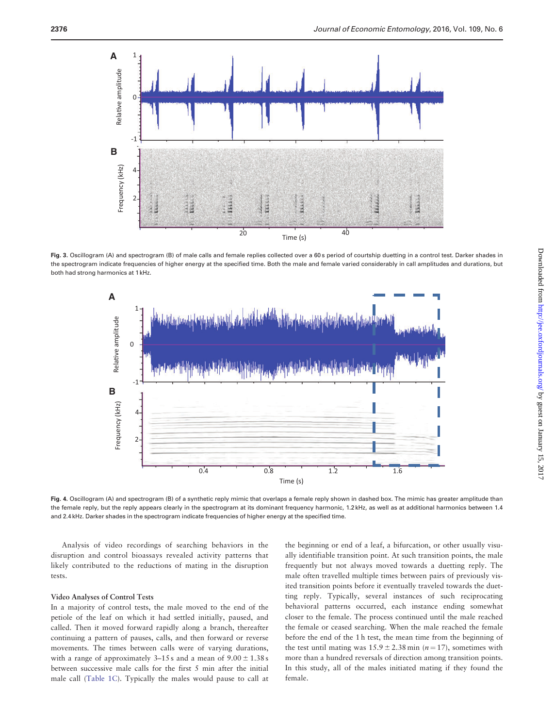**Fig. 3.** Oscillogram (A) and spectrogram (B) of male calls and female replies collected over a 60 s period of courtship duetting in a control test. Darker shades in the spectrogram indicate frequencies of higher energy at the specified time. Both the male and female varied considerably in call amplitudes and durations, but both had strong harmonics at 1 kHz.

**Fig. 4.** Oscillogram (A) and spectrogram (B) of a synthetic reply mimic that overlaps a female reply shown in dashed box. The mimic has greater amplitude than the female reply, but the reply appears clearly in the spectrogram at its dominant frequency harmonic, 1.2 kHz, as well as at additional harmonics between 1.4 and 2.4 kHz. Darker shades in the spectrogram indicate frequencies of higher energy at the specified time.

Analysis of video recordings of searching behaviors in the disruption and control bioassays revealed activity patterns that likely contributed to the reductions of mating in the disruption tests.

### Video Analyses of Control Tests

In a majority of control tests, the male moved to the end of the petiole of the leaf on which it had settled initially, paused, and called. Then it moved forward rapidly along a branch, thereafter continuing a pattern of pauses, calls, and then forward or reverse movements. The times between calls were of varying durations, with a range of approximately 3–15 s and a mean of $9.00 \pm 1.38$ s between successive male calls for the first 5 min after the initial male call (Table 1C). Typically the males would pause to call at the beginning or end of a leaf, a bifurcation, or other usually visually identifiable transition point. At such transition points, the male frequently but not always moved towards a duetting reply. The male often travelled multiple times between pairs of previously visited transition points before it eventually traveled towards the duetting reply. Typically, several instances of such reciprocating behavioral patterns occurred, each instance ending somewhat closer to the female. The process continued until the male reached the female or ceased searching. When the male reached the female before the end of the 1 h test, the mean time from the beginning of the test until mating was $15.9 \pm 2.38$ min ($n = 17$), sometimes with more than a hundred reversals of direction among transition points. In this study, all of the males initiated mating if they found the female.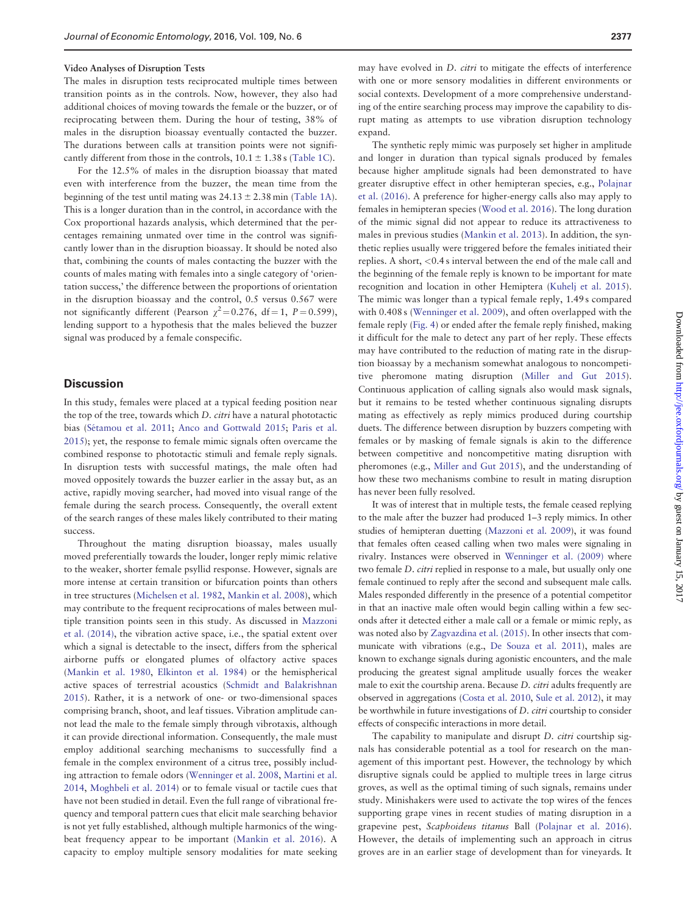#### Video Analyses of Disruption Tests

The males in disruption tests reciprocated multiple times between transition points as in the controls. Now, however, they also had additional choices of moving towards the female or the buzzer, or of reciprocating between them. During the hour of testing, 38% of males in the disruption bioassay eventually contacted the buzzer. The durations between calls at transition points were not significantly different from those in the controls, $10.1 \pm 1.38$ s (Table 1C).

For the 12.5% of males in the disruption bioassay that mated even with interference from the buzzer, the mean time from the beginning of the test until mating was $24.13 \pm 2.38$ min (Table 1A). This is a longer duration than in the control, in accordance with the Cox proportional hazards analysis, which determined that the percentages remaining unmated over time in the control was significantly lower than in the disruption bioassay. It should be noted also that, combining the counts of males contacting the buzzer with the counts of males mating with females into a single category of 'orientation success,' the difference between the proportions of orientation in the disruption bioassay and the control, 0.5 versus 0.567 were not significantly different (Pearson $\chi^2 = 0.276$, df = 1, $P = 0.599$), lending support to a hypothesis that the males believed the buzzer signal was produced by a female conspecific.

## Discussion

In this study, females were placed at a typical feeding position near the top of the tree, towards which *D. citri* have a natural phototactic bias (Sétamou et al. 2011; Anco and Gottwald 2015; Paris et al. 2015); yet, the response to female mimic signals often overcame the combined response to phototactic stimuli and female reply signals. In disruption tests with successful matings, the male often had moved oppositely towards the buzzer earlier in the assay but, as an active, rapidly moving searcher, had moved into visual range of the female during the search process. Consequently, the overall extent of the search ranges of these males likely contributed to their mating success.

Throughout the mating disruption bioassay, males usually moved preferentially towards the louder, longer reply mimic relative to the weaker, shorter female psyllid response. However, signals are more intense at certain transition or bifurcation points than others in tree structures (Michelsen et al. 1982, Mankin et al. 2008), which may contribute to the frequent reciprocations of males between multiple transition points seen in this study. As discussed in Mazzoni et al. (2014), the vibration active space, i.e., the spatial extent over which a signal is detectable to the insect, differs from the spherical airborne puffs or elongated plumes of olfactory active spaces (Mankin et al. 1980, Elkinton et al. 1984) or the hemispherical active spaces of terrestrial acoustics (Schmidt and Balakrishnan 2015). Rather, it is a network of one- or two-dimensional spaces comprising branch, shoot, and leaf tissues. Vibration amplitude cannot lead the male to the female simply through vibrotaxis, although it can provide directional information. Consequently, the male must employ additional searching mechanisms to successfully find a female in the complex environment of a citrus tree, possibly including attraction to female odors (Wenninger et al. 2008, Martini et al. 2014, Moghbeli et al. 2014) or to female visual or tactile cues that have not been studied in detail. Even the full range of vibrational frequency and temporal pattern cues that elicit male searching behavior is not yet fully established, although multiple harmonics of the wingbeat frequency appear to be important (Mankin et al. 2016). A capacity to employ multiple sensory modalities for mate seeking may have evolved in *D. citri* to mitigate the effects of interference with one or more sensory modalities in different environments or social contexts. Development of a more comprehensive understanding of the entire searching process may improve the capability to disrupt mating as attempts to use vibration disruption technology expand.

The synthetic reply mimic was purposely set higher in amplitude and longer in duration than typical signals produced by females because higher amplitude signals had been demonstrated to have greater disruptive effect in other hemipteran species, e.g., Polajnar et al. (2016). A preference for higher-energy calls also may apply to females in hemipteran species (Wood et al. 2016). The long duration of the mimic signal did not appear to reduce its attractiveness to males in previous studies (Mankin et al. 2013). In addition, the synthetic replies usually were triggered before the females initiated their replies. A short, <0.4 s interval between the end of the male call and the beginning of the female reply is known to be important for mate recognition and location in other Hemiptera (Kuhelj et al. 2015). The mimic was longer than a typical female reply, 1.49 s compared with 0.408 s (Wenninger et al. 2009), and often overlapped with the female reply (Fig. 4) or ended after the female reply finished, making it difficult for the male to detect any part of her reply. These effects may have contributed to the reduction of mating rate in the disruption bioassay by a mechanism somewhat analogous to noncompetitive pheromone mating disruption (Miller and Gut 2015). Continuous application of calling signals also would mask signals, but it remains to be tested whether continuous signaling disrupts mating as effectively as reply mimics produced during courtship duets. The difference between disruption by buzzers competing with females or by masking of female signals is akin to the difference between competitive and noncompetitive mating disruption with pheromones (e.g., Miller and Gut 2015), and the understanding of how these two mechanisms combine to result in mating disruption has never been fully resolved.

It was of interest that in multiple tests, the female ceased replying to the male after the buzzer had produced 1–3 reply mimics. In other studies of hemipteran duetting (Mazzoni et al. 2009), it was found that females often ceased calling when two males were signaling in rivalry. Instances were observed in Wenninger et al. (2009) where two female *D. citri* replied in response to a male, but usually only one female continued to reply after the second and subsequent male calls. Males responded differently in the presence of a potential competitor in that an inactive male often would begin calling within a few seconds after it detected either a male call or a female or mimic reply, as was noted also by Zagvazdina et al. (2015). In other insects that communicate with vibrations (e.g., De Souza et al. 2011), males are known to exchange signals during agonistic encounters, and the male producing the greatest signal amplitude usually forces the weaker male to exit the courtship arena. Because *D. citri* adults frequently are observed in aggregations (Costa et al. 2010, Sule et al. 2012), it may be worthwhile in future investigations of *D. citri* courtship to consider effects of conspecific interactions in more detail.

The capability to manipulate and disrupt *D. citri* courtship signals has considerable potential as a tool for research on the management of this important pest. However, the technology by which disruptive signals could be applied to multiple trees in large citrus groves, as well as the optimal timing of such signals, remains under study. Minishakers were used to activate the top wires of the fences supporting grape vines in recent studies of mating disruption in a grapevine pest, *Scaphoideus titanus* Ball (Polajnar et al. 2016). However, the details of implementing such an approach in citrus groves are in an earlier stage of development than for vineyards. It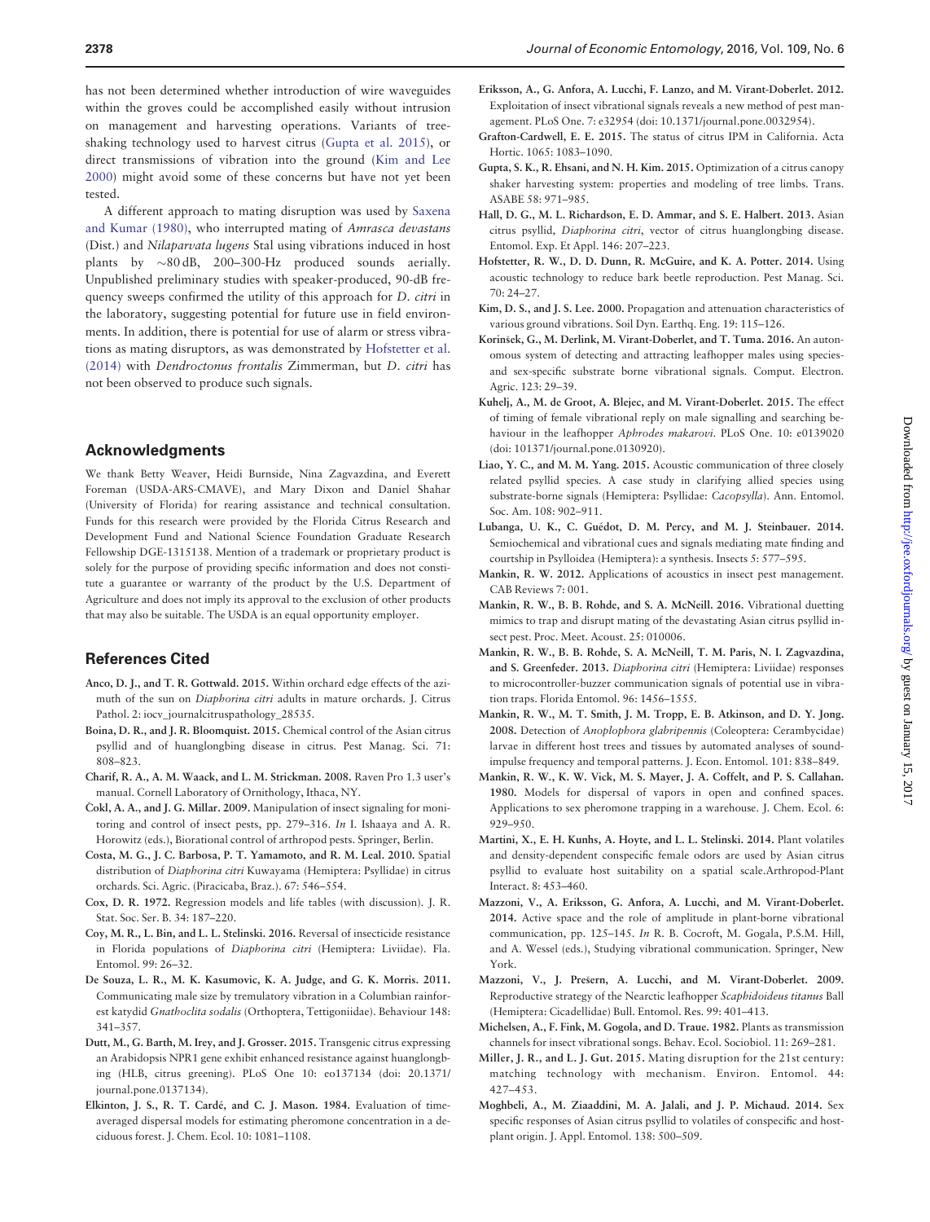has not been determined whether introduction of wire waveguides within the groves could be accomplished easily without intrusion on management and harvesting operations. Variants of tree-shaking technology used to harvest citrus (Gupta et al. 2015), or direct transmissions of vibration into the ground (Kim and Lee 2000) might avoid some of these concerns but have not yet been tested.

A different approach to mating disruption was used by Saxena and Kumar (1980), who interrupted mating of *Amrasca devastans* (Dist.) and *Nilaparvata lugens* Stal using vibrations induced in host plants by ~80 dB, 200–300-Hz produced sounds aerially. Unpublished preliminary studies with speaker-produced, 90-dB frequency sweeps confirmed the utility of this approach for *D. citri* in the laboratory, suggesting potential for future use in field environments. In addition, there is potential for use of alarm or stress vibrations as mating disrupters, as was demonstrated by Hofstetter et al. (2014) with *Dendroctonus frontalis* Zimmerman, but *D. citri* has not been observed to produce such signals.

## Acknowledgments

We thank Betty Weaver, Heidi Burnside, Nina Zagvazdina, and Everett Foreman (USDA-ARS-CMAVE), and Mary Dixon and Daniel Shahar (University of Florida) for rearing assistance and technical consultation. Funds for this research were provided by the Florida Citrus Research and Development Fund and National Science Foundation Graduate Research Fellowship DGE-1315138. Mention of a trademark or proprietary product is solely for the purpose of providing specific information and does not constitute a guarantee or warranty of the product by the U.S. Department of Agriculture and does not imply its approval to the exclusion of other products that may also be suitable. The USDA is an equal opportunity employer.

## References Cited

**Anco, D. J., and T. R. Gottwald. 2015.** Within orchard edge effects of the azimuth of the sun on *Diaphorina citri* adults in mature orchards. J. Citrus Pathol. 2: iocv_journalcitruspathology_28535.

**Boina, D. R., and J. R. Bloomquist. 2015.** Chemical control of the Asian citrus psyllid and of huanglongbing disease in citrus. Pest Manag. Sci. 71: 808–823.

**Charif, R. A., A. M. Waack, and L. M. Strickman. 2008.** Raven Pro 1.3 user's manual. Cornell Laboratory of Ornithology, Ithaca, NY.

**Čokl, A. A., and J. G. Millar. 2009.** Manipulation of insect signaling for monitoring and control of insect pests, pp. 279–316. *In* I. Ishaaya and A. R. Horowitz (eds.), Biorational control of arthropod pests. Springer, Berlin.

**Costa, M. G., J. C. Barbosa, P. T. Yamamoto, and R. M. Leal. 2010.** Spatial distribution of *Diaphorina citri* Kuwayama (Hemiptera: Psyllidae) in citrus orchards. Sci. Agric. (Piracicaba, Braz.). 67: 546–554.

**Cox, D. R. 1972.** Regression models and life tables (with discussion). J. R. Stat. Soc. Ser. B. 34: 187–220.

**Coy, M. R., L. Bin, and L. L. Stelinski. 2016.** Reversal of insecticide resistance in Florida populations of *Diaphorina citri* (Hemiptera: Liviidae). Fla. Entomol. 99: 26–32.

**De Souza, L. R., M. K. Kasumovic, K. A. Judge, and G. K. Morris. 2011.** Communicating male size by tremulatory vibration in a Columbian rainforest katydid *Gnathoclita sodalis* (Orthoptera, Tettigoniidae). Behaviour 148: 341–357.

**Dutt, M., G. Barth, M. Irey, and J. Grosser. 2015.** Transgenic citrus expressing an Arabidopsis NPR1 gene exhibit enhanced resistance against huanglongbing (HLB, citrus greening). PLoS One 10: eo137134 (doi: 20.1371/journal.pone.0137134).

**Elkinton, J. S., R. T. Cardé, and C. J. Mason. 1984.** Evaluation of time-averaged dispersal models for estimating pheromone concentration in a deciduous forest. J. Chem. Ecol. 10: 1081–1108.

**Eriksson, A., G. Anfora, A. Lucchi, F. Lanzo, and M. Virant-Doberlet. 2012.** Exploitation of insect vibrational signals reveals a new method of pest management. PLoS One. 7: e32954 (doi: 10.1371/journal.pone.0032954).

**Grafton-Cardwell, E. E. 2015.** The status of citrus IPM in California. Acta Hortic. 1065: 1083–1090.

**Gupta, S. K., R. Ehsani, and N. H. Kim. 2015.** Optimization of a citrus canopy shaker harvesting system: properties and modeling of tree limbs. Trans. ASABE 58: 971–985.

**Hall, D. G., M. L. Richardson, E. D. Ammar, and S. E. Halbert. 2013.** Asian citrus psyllid, *Diaphorina citri*, vector of citrus huanglongbing disease. Entomol. Exp. Et Appl. 146: 207–223.

**Hofstetter, R. W., D. D. Dunn, R. McGuire, and K. A. Potter. 2014.** Using acoustic technology to reduce bark beetle reproduction. Pest Manag. Sci. 70: 24–27.

**Kim, D. S., and J. S. Lee. 2000.** Propagation and attenuation characteristics of various ground vibrations. Soil Dyn. Earthq. Eng. 19: 115–126.

**Korinšek, G., M. Derlink, M. Virant-Doberlet, and T. Tuma. 2016.** An autonomous system of detecting and attracting leafhopper males using species- and sex-specific substrate borne vibrational signals. Comput. Electron. Agric. 123: 29–39.

**Kuhelj, A., M. de Groot, A. Blejec, and M. Virant-Doberlet. 2015.** The effect of timing of female vibrational reply on male signalling and searching behaviour in the leafhopper *Aphrodes makarovi*. PLoS One. 10: e0139020 (doi: 101371/journal.pone.0130920).

**Liao, Y. C., and M. M. Yang. 2015.** Acoustic communication of three closely related psyllid species. A case study in clarifying allied species using substrate-borne signals (Hemiptera: Psyllidae: *Cacopsylla*). Ann. Entomol. Soc. Am. 108: 902–911.

**Lubanga, U. K., C. Guédot, D. M. Percy, and M. J. Steinbauer. 2014.** Semiochemical and vibrational cues and signals mediating mate finding and courtship in Psylloidea (Hemiptera): a synthesis. Insects 5: 577–595.

**Mankin, R. W. 2012.** Applications of acoustics in insect pest management. CAB Reviews 7: 001.

**Mankin, R. W., B. B. Rohde, and S. A. McNeill. 2016.** Vibrational duetting mimics to trap and disrupt mating of the devastating Asian citrus psyllid insect pest. Proc. Meet. Acoust. 25: 010006.

**Mankin, R. W., B. B. Rohde, S. A. McNeill, T. M. Paris, N. I. Zagvazdina, and S. Greenfeder. 2013.** *Diaphorina citri* (Hemiptera: Liviidae) responses to microcontroller-buzzer communication signals of potential use in vibration traps. Florida Entomol. 96: 1456–1555.

**Mankin, R. W., M. T. Smith, J. M. Tropp, E. B. Atkinson, and D. Y. Jong. 2008.** Detection of *Anoplophora glabripennis* (Coleoptera: Cerambycidae) larvae in different host trees and tissues by automated analyses of sound-impulse frequency and temporal patterns. J. Econ. Entomol. 101: 838–849.

**Mankin, R. W., K. W. Vick, M. S. Mayer, J. A. Coffelt, and P. S. Callahan. 1980.** Models for dispersal of vapors in open and confined spaces. Applications to sex pheromone trapping in a warehouse. J. Chem. Ecol. 6: 929–950.

**Martini, X., E. H. Kunhs, A. Hoyte, and L. L. Stelinski. 2014.** Plant volatiles and density-dependent conspecific female odors are used by Asian citrus psyllid to evaluate host suitability on a spatial scale.Arthropod-Plant Interact. 8: 453–460.

**Mazzoni, V., A. Eriksson, G. Anfora, A. Lucchi, and M. Virant-Doberlet. 2014.** Active space and the role of amplitude in plant-borne vibrational communication, pp. 125–145. *In* R. B. Cocroft, M. Gogala, P.S.M. Hill, and A. Wessel (eds.), Studying vibrational communication. Springer, New York.

**Mazzoni, V., J. Prešern, A. Lucchi, and M. Virant-Doberlet. 2009.** Reproductive strategy of the Nearctic leafhopper *Scaphidoideus titanus* Ball (Hemiptera: Cicadellidae) Bull. Entomol. Res. 99: 401–413.

**Michelsen, A., F. Fink, M. Gogola, and D. Traue. 1982.** Plants as transmission channels for insect vibrational songs. Behav. Ecol. Sociobiol. 11: 269–281.

**Miller, J. R., and L. J. Gut. 2015.** Mating disruption for the 21st century: matching technology with mechanism. Environ. Entomol. 44: 427–453.

**Moghbeli, A., M. Ziaaddini, M. A. Jalali, and J. P. Michaud. 2014.** Sex specific responses of Asian citrus psyllid to volatiles of conspecific and host-plant origin. J. Appl. Entomol. 138: 500–509.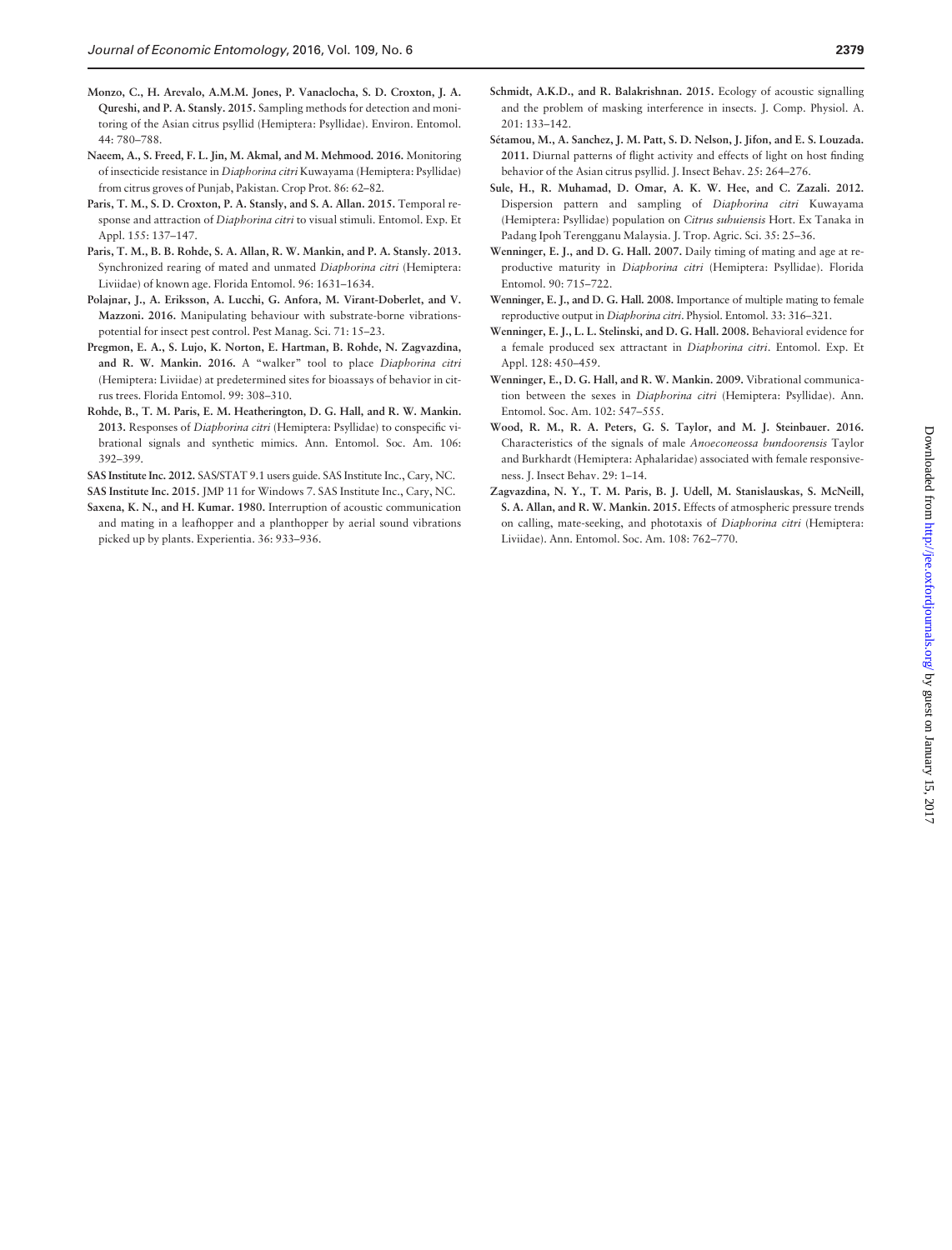**Monzo, C., H. Arevalo, A.M.M. Jones, P. Vanaclocha, S. D. Croxton, J. A. Qureshi, and P. A. Stansly. 2015.** Sampling methods for detection and monitoring of the Asian citrus psyllid (Hemiptera: Psyllidae). Environ. Entomol. 44: 780–788.

**Naeem, A., S. Freed, F. L. Jin, M. Akmal, and M. Mehmood. 2016.** Monitoring of insecticide resistance in *Diaphorina citri* Kuwayama (Hemiptera: Psyllidae) from citrus groves of Punjab, Pakistan. Crop Prot. 86: 62–82.

**Paris, T. M., S. D. Croxton, P. A. Stansly, and S. A. Allan. 2015.** Temporal response and attraction of *Diaphorina citri* to visual stimuli. Entomol. Exp. Et Appl. 155: 137–147.

**Paris, T. M., B. B. Rohde, S. A. Allan, R. W. Mankin, and P. A. Stansly. 2013.** Synchronized rearing of mated and unmated *Diaphorina citri* (Hemiptera: Liviidae) of known age. Florida Entomol. 96: 1631–1634.

**Polajnar, J., A. Eriksson, A. Lucchi, G. Anfora, M. Virant-Doberlet, and V. Mazzoni. 2016.** Manipulating behaviour with substrate-borne vibrations-potential for insect pest control. Pest Manag. Sci. 71: 15–23.

**Pregmon, E. A., S. Lujo, K. Norton, E. Hartman, B. Rohde, N. Zagvazdina, and R. W. Mankin. 2016.** A "walker" tool to place *Diaphorina citri* (Hemiptera: Liviidae) at predetermined sites for bioassays of behavior in citrus trees. Florida Entomol. 99: 308–310.

**Rohde, B., T. M. Paris, E. M. Heatherington, D. G. Hall, and R. W. Mankin. 2013.** Responses of *Diaphorina citri* (Hemiptera: Psyllidae) to conspecific vibrational signals and synthetic mimics. Ann. Entomol. Soc. Am. 106: 392–399.

**SAS Institute Inc. 2012.** SAS/STAT 9.1 users guide. SAS Institute Inc., Cary, NC.

**SAS Institute Inc. 2015.** JMP 11 for Windows 7. SAS Institute Inc., Cary, NC.

**Saxena, K. N., and H. Kumar. 1980.** Interruption of acoustic communication and mating in a leafhopper and a planthopper by aerial sound vibrations picked up by plants. Experientia. 36: 933–936.

**Schmidt, A.K.D., and R. Balakrishnan. 2015.** Ecology of acoustic signalling and the problem of masking interference in insects. J. Comp. Physiol. A. 201: 133–142.

**Sétamou, M., A. Sanchez, J. M. Patt, S. D. Nelson, J. Jifon, and E. S. Louzada. 2011.** Diurnal patterns of flight activity and effects of light on host finding behavior of the Asian citrus psyllid. J. Insect Behav. 25: 264–276.

**Sule, H., R. Muhamad, D. Omar, A. K. W. Hee, and C. Zazali. 2012.** Dispersion pattern and sampling of *Diaphorina citri* Kuwayama (Hemiptera: Psyllidae) population on *Citrus suhuiensis* Hort. Ex Tanaka in Padang Ipoh Terengganu Malaysia. J. Trop. Agric. Sci. 35: 25–36.

**Wenninger, E. J., and D. G. Hall. 2007.** Daily timing of mating and age at reproductive maturity in *Diaphorina citri* (Hemiptera: Psyllidae). Florida Entomol. 90: 715–722.

**Wenninger, E. J., and D. G. Hall. 2008.** Importance of multiple mating to female reproductive output in *Diaphorina citri*. Physiol. Entomol. 33: 316–321.

**Wenninger, E. J., L. L. Stelinski, and D. G. Hall. 2008.** Behavioral evidence for a female produced sex attractant in *Diaphorina citri*. Entomol. Exp. Et Appl. 128: 450–459.

**Wenninger, E., D. G. Hall, and R. W. Mankin. 2009.** Vibrational communication between the sexes in *Diaphorina citri* (Hemiptera: Psyllidae). Ann. Entomol. Soc. Am. 102: 547–555.

**Wood, R. M., R. A. Peters, G. S. Taylor, and M. J. Steinbauer. 2016.** Characteristics of the signals of male *Anoeconeossa bundoorensis* Taylor and Burkhardt (Hemiptera: Aphalaridae) associated with female responsiveness. J. Insect Behav. 29: 1–14.

**Zagvazdina, N. Y., T. M. Paris, B. J. Udell, M. Stanislauskas, S. McNeill, S. A. Allan, and R. W. Mankin. 2015.** Effects of atmospheric pressure trends on calling, mate-seeking, and phototaxis of *Diaphorina citri* (Hemiptera: Liviidae). Ann. Entomol. Soc. Am. 108: 762–770.